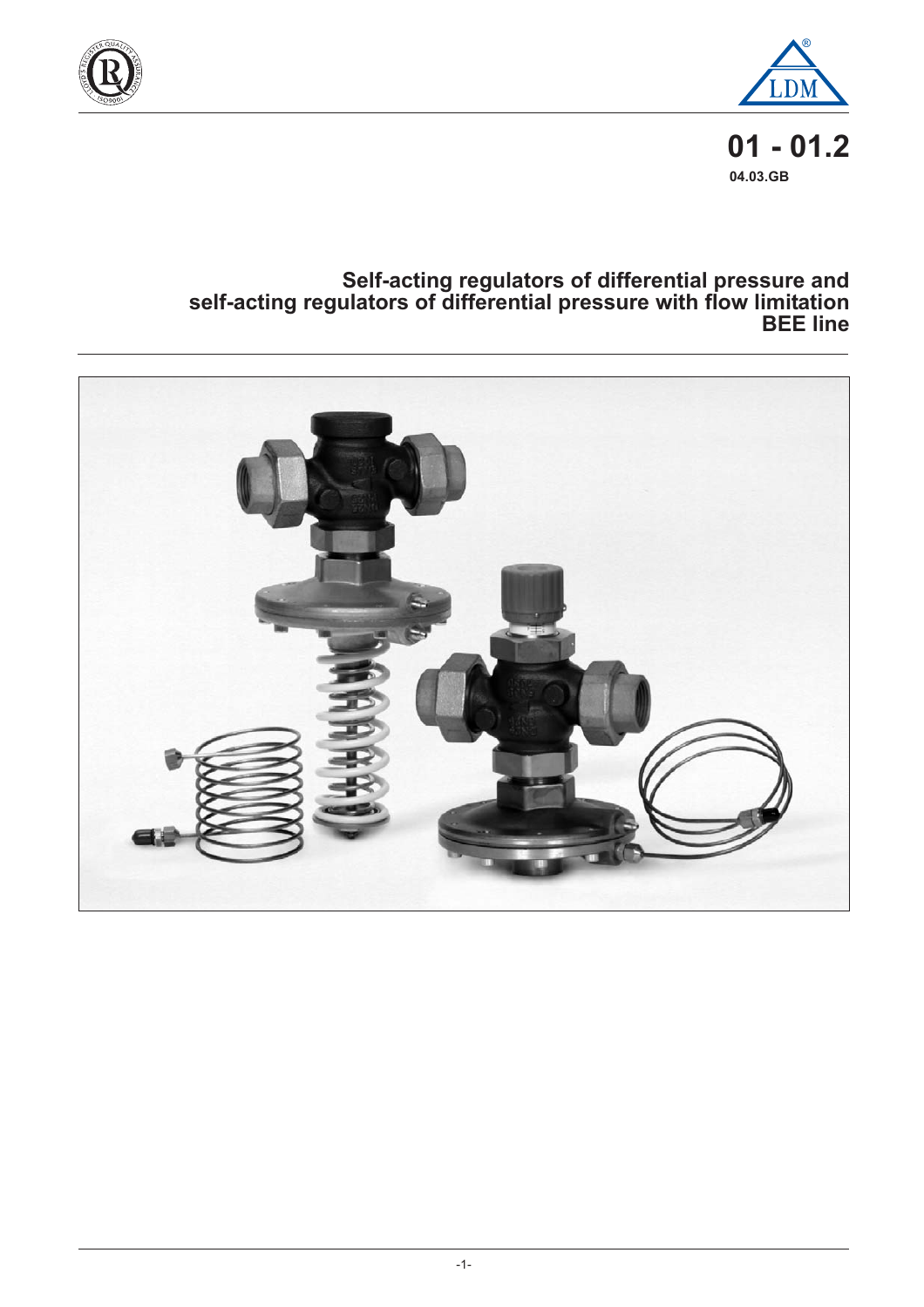# 01 - 01.2

04.03.GB

## Self-acting regulators of differential pressure and self-acting regulators of differential pressure with flow limitation BEE line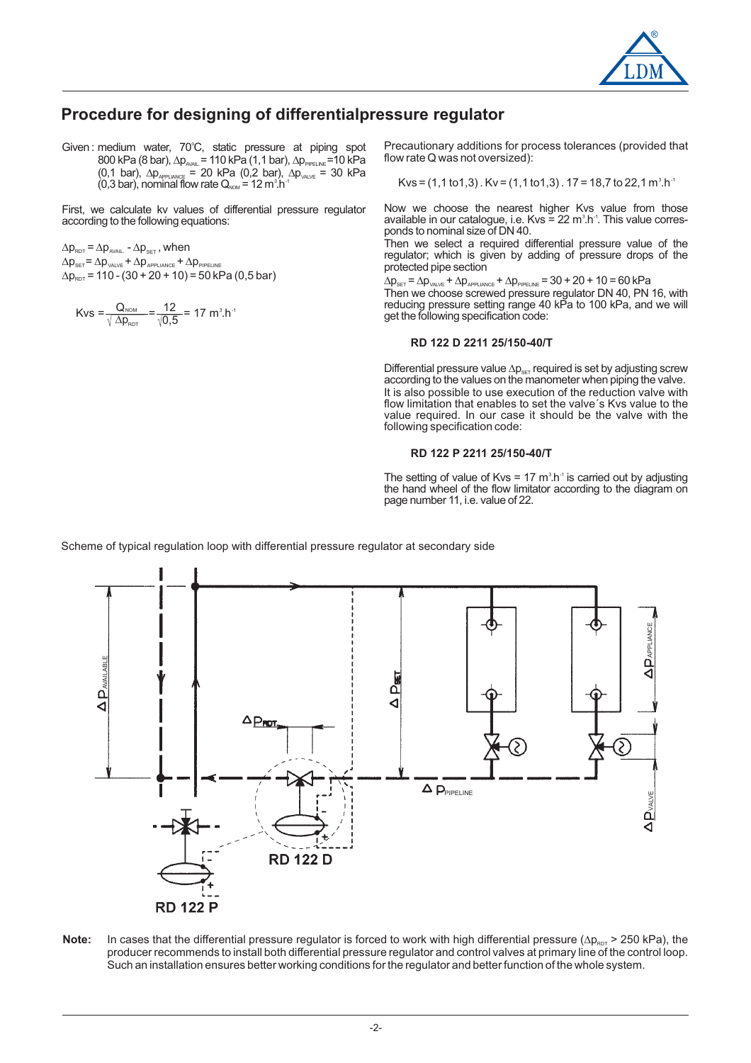## Procedure for designing of differentialpressure regulator

Given : medium water, 70°C, static pressure at piping spot 800 kPa (8 bar), $\Delta p_{AVAIL}$ = 110 kPa (1,1 bar), $\Delta p_{PIPELINE}$ =10 kPa (0,1 bar), $\Delta p_{APPLIANCE}$ = 20 kPa (0,2 bar), $\Delta p_{VALVE}$ = 30 kPa (0,3 bar), nominal flow rate $Q_{NOM}$ = 12 $m^3.h^{-1}$

First, we calculate kv values of differential pressure regulator according to the following equations:

$\Delta p_{RDT} = \Delta p_{AVAIL.} - \Delta p_{SET}$ , when

$\Delta p_{SET} = \Delta p_{VALVE} + \Delta p_{APPLIANCE} + \Delta p_{PIPELINE}$

$\Delta p_{RDT}$ = 110 - (30 + 20 + 10) = 50 kPa (0,5 bar)

$$Kvs = \frac{Q_{NOM}}{\sqrt{\Delta p_{RDT}}} = \frac{12}{\sqrt{0,5}} = 17\ m^3.h^{-1}$$

Precautionary additions for process tolerances (provided that flow rate Q was not oversized):

$$Kvs = (1,1\ to 1,3) . Kv = (1,1\ to 1,3) . 17 = 18,7\ to\ 22,1\ m^3.h^{-1}$$

Now we choose the nearest higher Kvs value from those available in our catalogue, i.e. Kvs = 22 $m^3.h^{-1}$. This value corresponds to nominal size of DN 40.

Then we select a required differential pressure value of the regulator; which is given by adding of pressure drops of the protected pipe section

$\Delta p_{SET} = \Delta p_{VALVE} + \Delta p_{APPLIANCE} + \Delta p_{PIPELINE}$ = 30 + 20 + 10 = 60 kPa

Then we choose screwed pressure regulator DN 40, PN 16, with reducing pressure setting range 40 kPa to 100 kPa, and we will get the following specification code:

**RD 122 D 2211 25/150-40/T**

Differential pressure value $\Delta p_{SET}$ required is set by adjusting screw according to the values on the manometer when piping the valve.

It is also possible to use execution of the reduction valve with flow limitation that enables to set the valve´s Kvs value to the value required. In our case it should be the valve with the following specification code:

**RD 122 P 2211 25/150-40/T**

The setting of value of Kvs = 17 $m^3.h^{-1}$ is carried out by adjusting the hand wheel of the flow limitator according to the diagram on page number 11, i.e. value of 22.

Scheme of typical regulation loop with differential pressure regulator at secondary side

**Note:** In cases that the differential pressure regulator is forced to work with high differential pressure ($\Delta p_{RDT}$ > 250 kPa), the producer recommends to install both differential pressure regulator and control valves at primary line of the control loop. Such an installation ensures better working conditions for the regulator and better function of the whole system.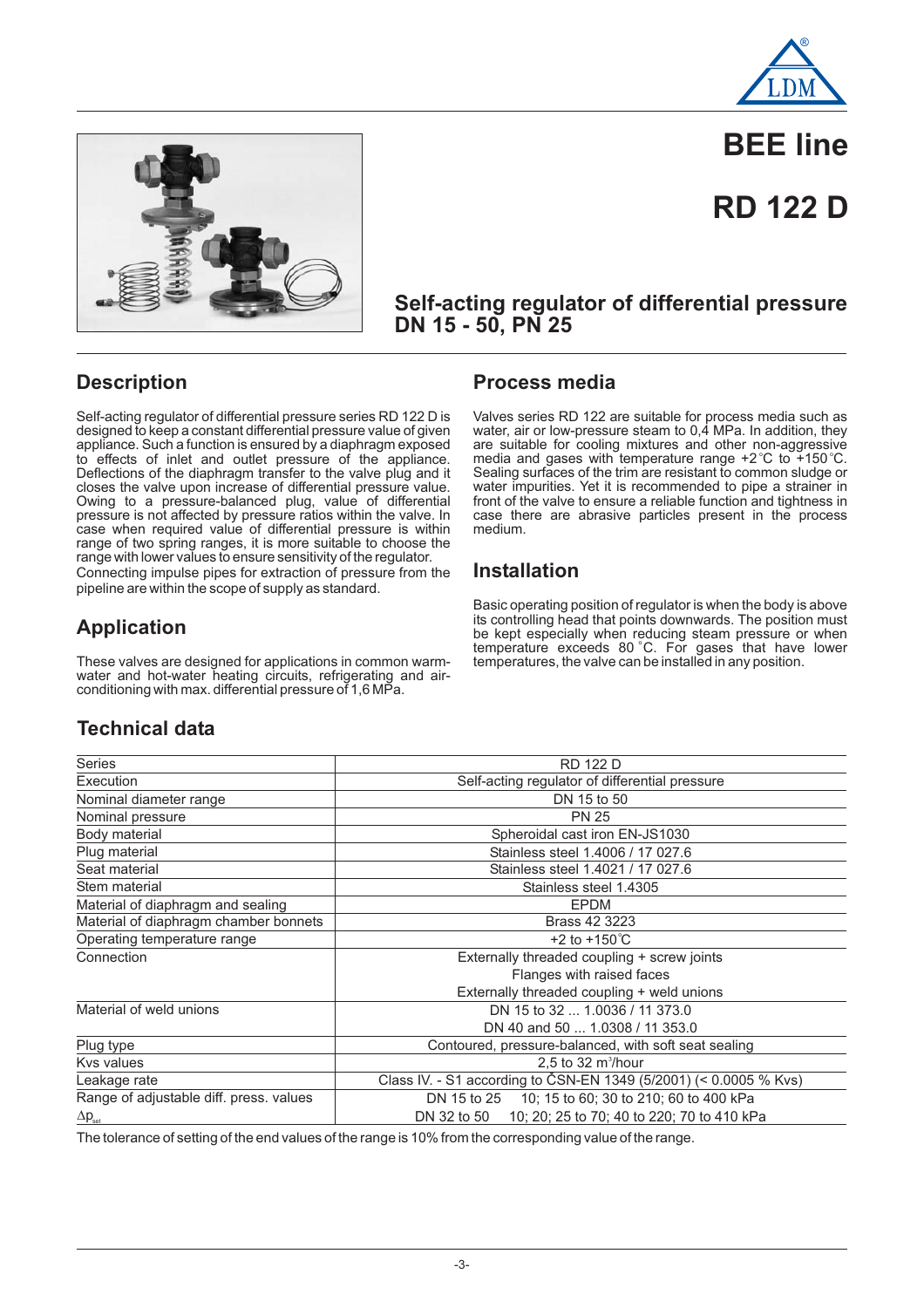# BEE line

# RD 122 D

## Self-acting regulator of differential pressure DN 15 - 50, PN 25

## Description

Self-acting regulator of differential pressure series RD 122 D is designed to keep a constant differential pressure value of given appliance. Such a function is ensured by a diaphragm exposed to effects of inlet and outlet pressure of the appliance. Deflections of the diaphragm transfer to the valve plug and it closes the valve upon increase of differential pressure value. Owing to a pressure-balanced plug, value of differential pressure is not affected by pressure ratios within the valve. In case when required value of differential pressure is within range of two spring ranges, it is more suitable to choose the range with lower values to ensure sensitivity of the regulator.
Connecting impulse pipes for extraction of pressure from the pipeline are within the scope of supply as standard.

## Application

These valves are designed for applications in common warm-water and hot-water heating circuits, refrigerating and air-conditioning with max. differential pressure of 1,6 MPa.

## Process media

Valves series RD 122 are suitable for process media such as water, air or low-pressure steam to 0,4 MPa. In addition, they are suitable for cooling mixtures and other non-aggressive media and gases with temperature range +2°C to +150°C. Sealing surfaces of the trim are resistant to common sludge or water impurities. Yet it is recommended to pipe a strainer in front of the valve to ensure a reliable function and tightness in case there are abrasive particles present in the process medium.

## Installation

Basic operating position of regulator is when the body is above its controlling head that points downwards. The position must be kept especially when reducing steam pressure or when temperature exceeds 80°C. For gases that have lower temperatures, the valve can be installed in any position.

## Technical data

| Series | RD 122 D |
|---|---|
| Execution | Self-acting regulator of differential pressure |
| Nominal diameter range | DN 15 to 50 |
| Nominal pressure | PN 25 |
| Body material | Spheroidal cast iron EN-JS1030 |
| Plug material | Stainless steel 1.4006 / 17 027.6 |
| Seat material | Stainless steel 1.4021 / 17 027.6 |
| Stem material | Stainless steel 1.4305 |
| Material of diaphragm and sealing | EPDM |
| Material of diaphragm chamber bonnets | Brass 42 3223 |
| Operating temperature range | +2 to +150°C |
| Connection | Externally threaded coupling + screw joints |
| | Flanges with raised faces |
| | Externally threaded coupling + weld unions |
| Material of weld unions | DN 15 to 32 ... 1.0036 / 11 373.0 |
| | DN 40 and 50 ... 1.0308 / 11 353.0 |
| Plug type | Contoured, pressure-balanced, with soft seat sealing |
| Kvs values | 2,5 to 32 $m^3$/hour |
| Leakage rate | Class IV. - S1 according to ČSN-EN 1349 (5/2001) (< 0.0005 % Kvs) |
| Range of adjustable diff. press. values | DN 15 to 25 10; 15 to 60; 30 to 210; 60 to 400 kPa |
| $\Delta p_{set}$ | DN 32 to 50 10; 20; 25 to 70; 40 to 220; 70 to 410 kPa |

The tolerance of setting of the end values of the range is 10% from the corresponding value of the range.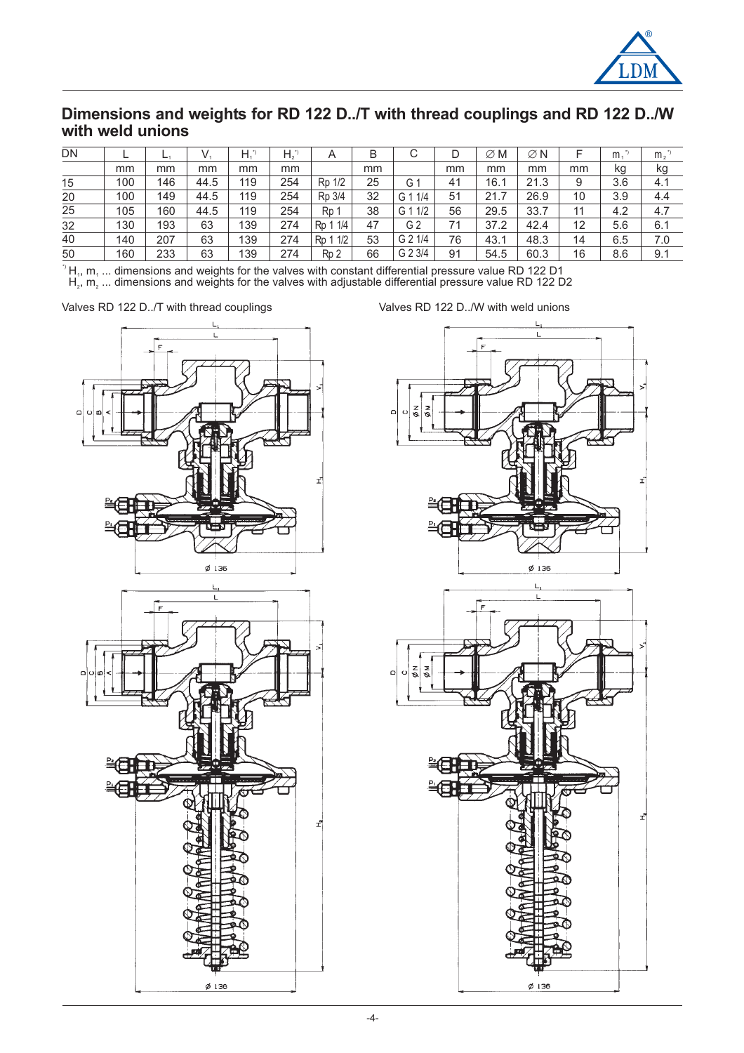## Dimensions and weights for RD 122 D../T with thread couplings and RD 122 D../W with weld unions

| DN | L | $L_1$ | $V_1$ | $H_1$ *) | $H_2$ *) | A | B | C | D | ∅ M | ∅ N | F | $m_1$ *) | $m_2$ *) |
|---|---|---|---|---|---|---|---|---|---|---|---|---|---|---|
| | mm | mm | mm | mm | mm | | mm | | mm | mm | mm | mm | kg | kg |
| 15 | 100 | 146 | 44.5 | 119 | 254 | Rp 1/2 | 25 | G 1 | 41 | 16.1 | 21.3 | 9 | 3.6 | 4.1 |
| 20 | 100 | 149 | 44.5 | 119 | 254 | Rp 3/4 | 32 | G 1 1/4 | 51 | 21.7 | 26.9 | 10 | 3.9 | 4.4 |
| 25 | 105 | 160 | 44.5 | 119 | 254 | Rp 1 | 38 | G 1 1/2 | 56 | 29.5 | 33.7 | 11 | 4.2 | 4.7 |
| 32 | 130 | 193 | 63 | 139 | 274 | Rp 1 1/4 | 47 | G 2 | 71 | 37.2 | 42.4 | 12 | 5.6 | 6.1 |
| 40 | 140 | 207 | 63 | 139 | 274 | Rp 1 1/2 | 53 | G 2 1/4 | 76 | 43.1 | 48.3 | 14 | 6.5 | 7.0 |
| 50 | 160 | 233 | 63 | 139 | 274 | Rp 2 | 66 | G 2 3/4 | 91 | 54.5 | 60.3 | 16 | 8.6 | 9.1 |

*) $H_1$, $m_1$ ... dimensions and weights for the valves with constant differential pressure value RD 122 D1
$H_2$, $m_2$ ... dimensions and weights for the valves with adjustable differential pressure value RD 122 D2

Valves RD 122 D../T with thread couplings

Valves RD 122 D../W with weld unions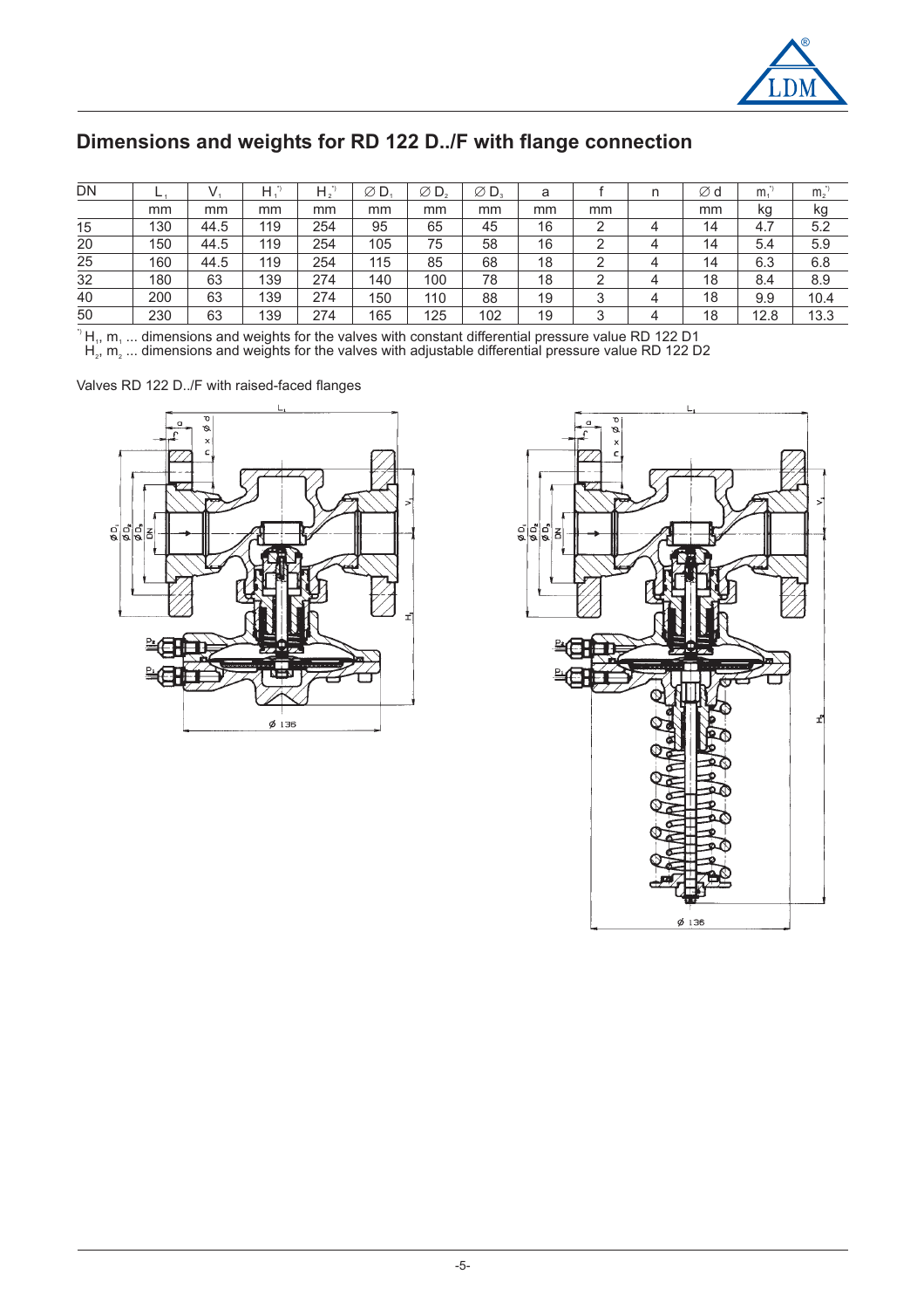## Dimensions and weights for RD 122 D../F with flange connection

| DN | $L_1$ | $V_1$ | $H_1$ *) | $H_2$ *) | ∅ $D_1$ | ∅ $D_2$ | ∅ $D_3$ | a | f | n | ∅ d | $m_1$ *) | $m_2$ *) |
|---|---|---|---|---|---|---|---|---|---|---|---|---|---|
| | mm | mm | mm | mm | mm | mm | mm | mm | mm | | mm | kg | kg |
| 15 | 130 | 44.5 | 119 | 254 | 95 | 65 | 45 | 16 | 2 | 4 | 14 | 4.7 | 5.2 |
| 20 | 150 | 44.5 | 119 | 254 | 105 | 75 | 58 | 16 | 2 | 4 | 14 | 5.4 | 5.9 |
| 25 | 160 | 44.5 | 119 | 254 | 115 | 85 | 68 | 18 | 2 | 4 | 14 | 6.3 | 6.8 |
| 32 | 180 | 63 | 139 | 274 | 140 | 100 | 78 | 18 | 2 | 4 | 18 | 8.4 | 8.9 |
| 40 | 200 | 63 | 139 | 274 | 150 | 110 | 88 | 19 | 3 | 4 | 18 | 9.9 | 10.4 |
| 50 | 230 | 63 | 139 | 274 | 165 | 125 | 102 | 19 | 3 | 4 | 18 | 12.8 | 13.3 |

*) $H_1$, $m_1$ ... dimensions and weights for the valves with constant differential pressure value RD 122 D1
$H_2$, $m_2$ ... dimensions and weights for the valves with adjustable differential pressure value RD 122 D2

Valves RD 122 D../F with raised-faced flanges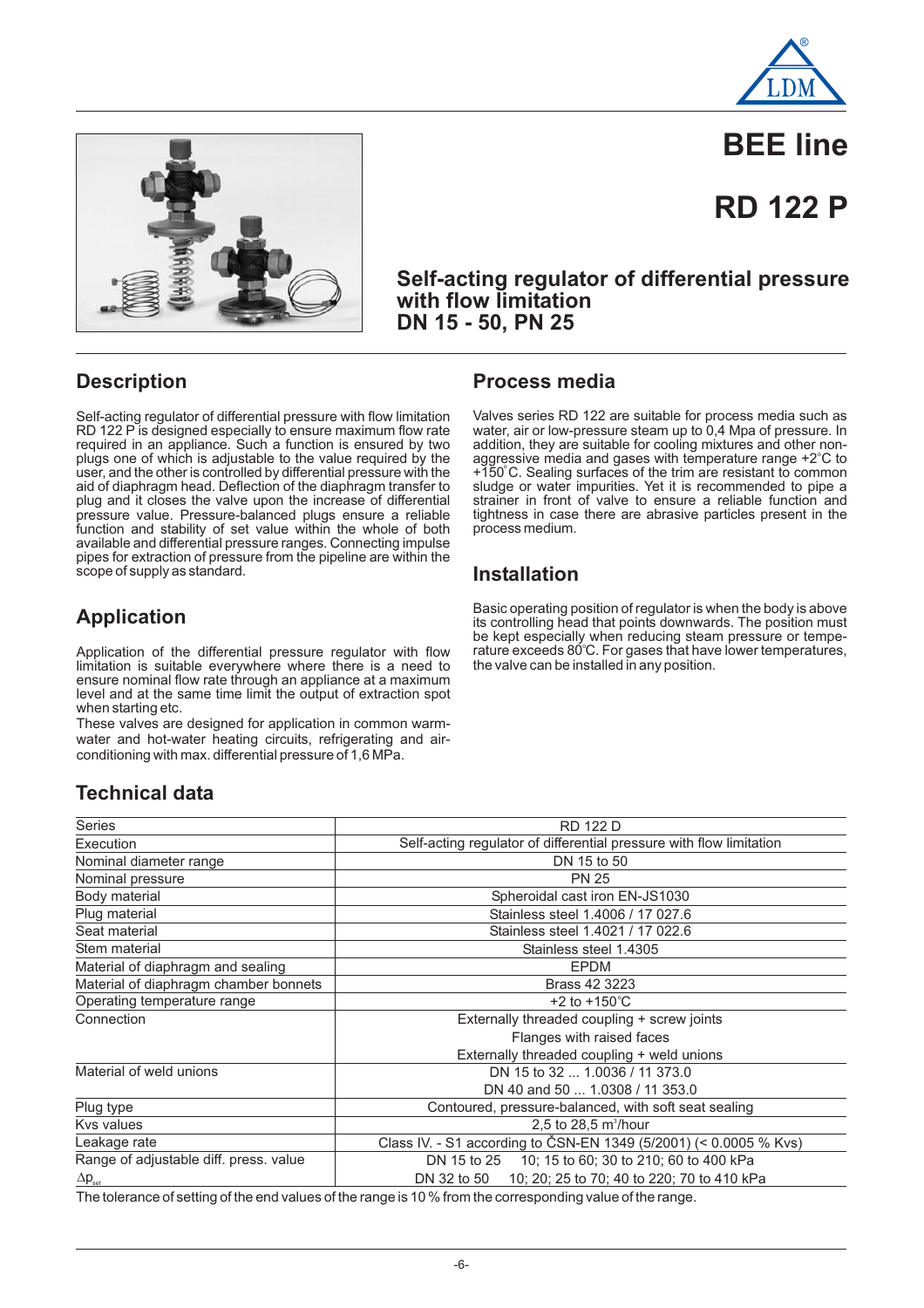# BEE line

# RD 122 P

### Self-acting regulator of differential pressure with flow limitation
### DN 15 - 50, PN 25

## Description

Self-acting regulator of differential pressure with flow limitation RD 122 P is designed especially to ensure maximum flow rate required in an appliance. Such a function is ensured by two plugs one of which is adjustable to the value required by the user, and the other is controlled by differential pressure with the aid of diaphragm head. Deflection of the diaphragm transfer to plug and it closes the valve upon the increase of differential pressure value. Pressure-balanced plugs ensure a reliable function and stability of set value within the whole of both available and differential pressure ranges. Connecting impulse pipes for extraction of pressure from the pipeline are within the scope of supply as standard.

## Application

Application of the differential pressure regulator with flow limitation is suitable everywhere where there is a need to ensure nominal flow rate through an appliance at a maximum level and at the same time limit the output of extraction spot when starting etc.

These valves are designed for application in common warm-water and hot-water heating circuits, refrigerating and air-conditioning with max. differential pressure of 1,6 MPa.

## Process media

Valves series RD 122 are suitable for process media such as water, air or low-pressure steam up to 0,4 Mpa of pressure. In addition, they are suitable for cooling mixtures and other non-aggressive media and gases with temperature range +2°C to +150°C. Sealing surfaces of the trim are resistant to common sludge or water impurities. Yet it is recommended to pipe a strainer in front of valve to ensure a reliable function and tightness in case there are abrasive particles present in the process medium.

## Installation

Basic operating position of regulator is when the body is above its controlling head that points downwards. The position must be kept especially when reducing steam pressure or temperature exceeds 80°C. For gases that have lower temperatures, the valve can be installed in any position.

## Technical data

| | |
|---|---|
| Series | RD 122 D |
| Execution | Self-acting regulator of differential pressure with flow limitation |
| Nominal diameter range | DN 15 to 50 |
| Nominal pressure | PN 25 |
| Body material | Spheroidal cast iron EN-JS1030 |
| Plug material | Stainless steel 1.4006 / 17 027.6 |
| Seat material | Stainless steel 1.4021 / 17 022.6 |
| Stem material | Stainless steel 1.4305 |
| Material of diaphragm and sealing | EPDM |
| Material of diaphragm chamber bonnets | Brass 42 3223 |
| Operating temperature range | +2 to +150°C |
| Connection | Externally threaded coupling + screw joints |
| | Flanges with raised faces |
| | Externally threaded coupling + weld unions |
| Material of weld unions | DN 15 to 32 ... 1.0036 / 11 373.0 |
| | DN 40 and 50 ... 1.0308 / 11 353.0 |
| Plug type | Contoured, pressure-balanced, with soft seat sealing |
| Kvs values | 2,5 to 28,5 $m^3$/hour |
| Leakage rate | Class IV. - S1 according to ČSN-EN 1349 (5/2001) (< 0.0005 % Kvs) |
| Range of adjustable diff. press. value | DN 15 to 25   10; 15 to 60; 30 to 210; 60 to 400 kPa |
| $\Delta p_{set}$ | DN 32 to 50   10; 20; 25 to 70; 40 to 220; 70 to 410 kPa |

The tolerance of setting of the end values of the range is 10 % from the corresponding value of the range.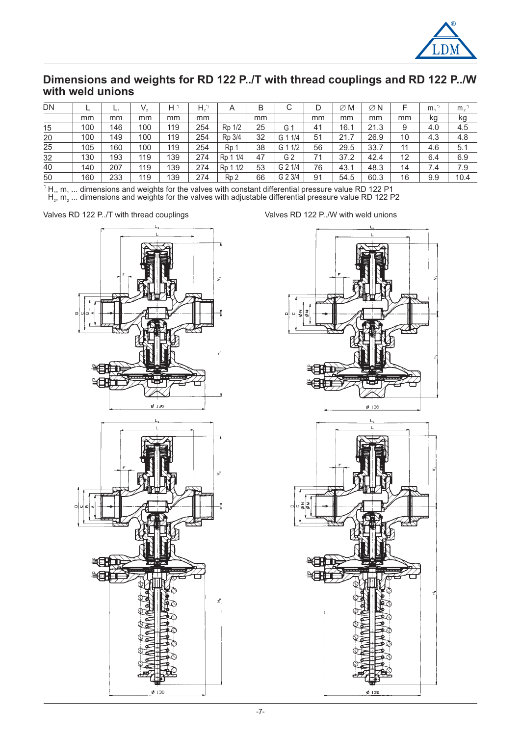## Dimensions and weights for RD 122 P../T with thread couplings and RD 122 P../W with weld unions

| DN | L | $L_1$ | $V_2$ | $H_1$ *) | $H_2$ *) | A | B | C | D | ∅ M | ∅ N | F | $m_1$ *) | $m_2$ *) |
|---|---|---|---|---|---|---|---|---|---|---|---|---|---|---|
| | mm | mm | mm | mm | mm | | mm | | mm | mm | mm | mm | kg | kg |
| 15 | 100 | 146 | 100 | 119 | 254 | Rp 1/2 | 25 | G 1 | 41 | 16.1 | 21.3 | 9 | 4.0 | 4.5 |
| 20 | 100 | 149 | 100 | 119 | 254 | Rp 3/4 | 32 | G 1 1/4 | 51 | 21.7 | 26.9 | 10 | 4.3 | 4.8 |
| 25 | 105 | 160 | 100 | 119 | 254 | Rp 1 | 38 | G 1 1/2 | 56 | 29.5 | 33.7 | 11 | 4.6 | 5.1 |
| 32 | 130 | 193 | 119 | 139 | 274 | Rp 1 1/4 | 47 | G 2 | 71 | 37.2 | 42.4 | 12 | 6.4 | 6.9 |
| 40 | 140 | 207 | 119 | 139 | 274 | Rp 1 1/2 | 53 | G 2 1/4 | 76 | 43.1 | 48.3 | 14 | 7.4 | 7.9 |
| 50 | 160 | 233 | 119 | 139 | 274 | Rp 2 | 66 | G 2 3/4 | 91 | 54.5 | 60.3 | 16 | 9.9 | 10.4 |

*) $H_1$, $m_1$ ... dimensions and weights for the valves with constant differential pressure value RD 122 P1
$H_2$, $m_2$ ... dimensions and weights for the valves with adjustable differential pressure value RD 122 P2

Valves RD 122 P../T with thread couplings

Valves RD 122 P../W with weld unions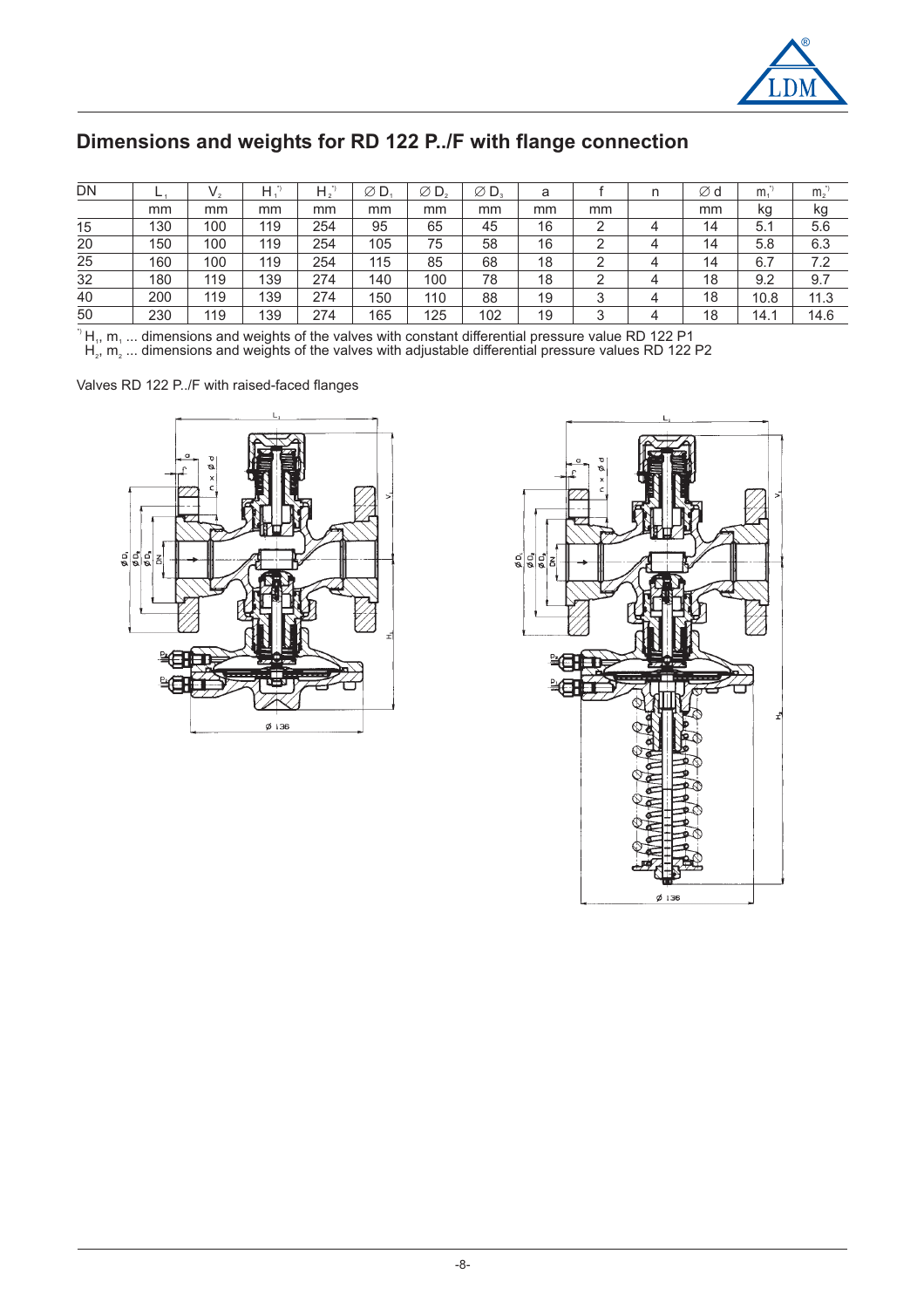## Dimensions and weights for RD 122 P../F with flange connection

| DN | $L_1$ | $V_2$ | $H_1$ *) | $H_2$ *) | ∅ $D_1$ | ∅ $D_2$ | ∅ $D_3$ | a | f | n | ∅ d | $m_1$ *) | $m_2$ *) |
|---|---|---|---|---|---|---|---|---|---|---|---|---|---|
| | mm | mm | mm | mm | mm | mm | mm | mm | mm | | mm | kg | kg |
| 15 | 130 | 100 | 119 | 254 | 95 | 65 | 45 | 16 | 2 | 4 | 14 | 5.1 | 5.6 |
| 20 | 150 | 100 | 119 | 254 | 105 | 75 | 58 | 16 | 2 | 4 | 14 | 5.8 | 6.3 |
| 25 | 160 | 100 | 119 | 254 | 115 | 85 | 68 | 18 | 2 | 4 | 14 | 6.7 | 7.2 |
| 32 | 180 | 119 | 139 | 274 | 140 | 100 | 78 | 18 | 2 | 4 | 18 | 9.2 | 9.7 |
| 40 | 200 | 119 | 139 | 274 | 150 | 110 | 88 | 19 | 3 | 4 | 18 | 10.8 | 11.3 |
| 50 | 230 | 119 | 139 | 274 | 165 | 125 | 102 | 19 | 3 | 4 | 18 | 14.1 | 14.6 |

*) $H_1$, $m_1$ ... dimensions and weights of the valves with constant differential pressure value RD 122 P1
$H_2$, $m_2$ ... dimensions and weights of the valves with adjustable differential pressure values RD 122 P2

Valves RD 122 P../F with raised-faced flanges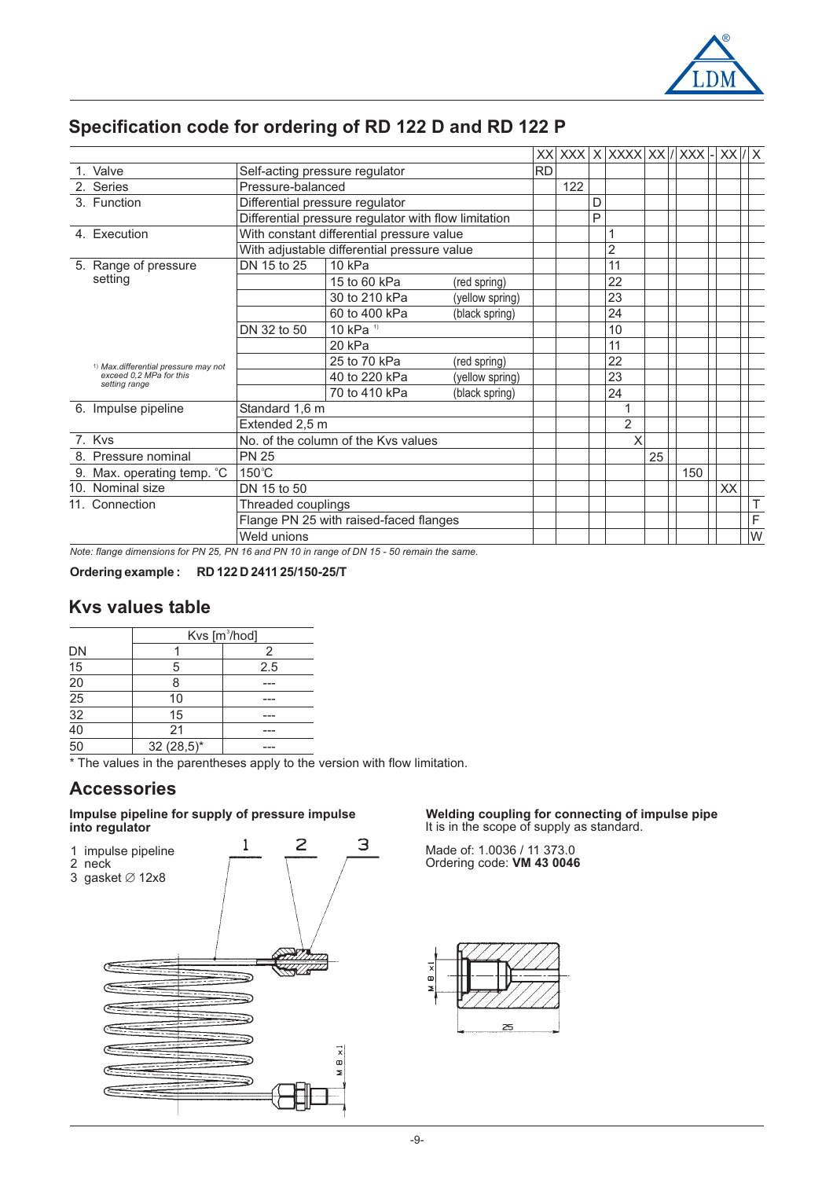## Specification code for ordering of RD 122 D and RD 122 P

| | | | | XX | XXX | X | XXXX | XX | / | XXX | - | XX | / | X |
|---|---|---|---|---|---|---|---|---|---|---|---|---|---|---|
| 1. Valve | Self-acting pressure regulator | | | RD | | | | | | | | | | |
| 2. Series | Pressure-balanced | | | | 122 | | | | | | | | | |
| 3. Function | Differential pressure regulator | | | | | D | | | | | | | | |
| | Differential pressure regulator with flow limitation | | | | | P | | | | | | | | |
| 4. Execution | With constant differential pressure value | | | | | | 1 | | | | | | | |
| | With adjustable differential pressure value | | | | | | 2 | | | | | | | |
| 5. Range of pressure setting | DN 15 to 25 | 10 kPa | | | | | 11 | | | | | | | |
| | | 15 to 60 kPa | (red spring) | | | | 22 | | | | | | | |
| | | 30 to 210 kPa | (yellow spring) | | | | 23 | | | | | | | |
| | | 60 to 400 kPa | (black spring) | | | | 24 | | | | | | | |
| | DN 32 to 50 | 10 kPa [1] | | | | | 10 | | | | | | | |
| | | 20 kPa | | | | | 11 | | | | | | | |
| [1] Max.differential pressure may not exceed 0,2 MPa for this setting range | | 25 to 70 kPa | (red spring) | | | | 22 | | | | | | | |
| | | 40 to 220 kPa | (yellow spring) | | | | 23 | | | | | | | |
| | | 70 to 410 kPa | (black spring) | | | | 24 | | | | | | | |
| 6. Impulse pipeline | Standard 1,6 m | | | | | | 1 | | | | | | | |
| | Extended 2,5 m | | | | | | 2 | | | | | | | |
| 7. Kvs | No. of the column of the Kvs values | | | | | | X | | | | | | | |
| 8. Pressure nominal | PN 25 | | | | | | | 25 | | | | | | |
| 9. Max. operating temp. °C | 150°C | | | | | | | | | 150 | | | | |
| 10. Nominal size | DN 15 to 50 | | | | | | | | | | | XX | | |
| 11. Connection | Threaded couplings | | | | | | | | | | | | | T |
| | Flange PN 25 with raised-faced flanges | | | | | | | | | | | | | F |
| | Weld unions | | | | | | | | | | | | | W |

*Note: flange dimensions for PN 25, PN 16 and PN 10 in range of DN 15 - 50 remain the same.*

**Ordering example : RD 122 D 2411 25/150-25/T**

## Kvs values table

| | Kvs [m³/hod] | |
|---|---|---|
| DN | 1 | 2 |
| 15 | 5 | 2.5 |
| 20 | 8 | --- |
| 25 | 10 | --- |
| 32 | 15 | --- |
| 40 | 21 | --- |
| 50 | 32 (28,5)* | --- |

\* The values in the parentheses apply to the version with flow limitation.

## Accessories

**Impulse pipeline for supply of pressure impulse into regulator**

1 impulse pipeline
2 neck
3 gasket ∅ 12x8

**Welding coupling for connecting of impulse pipe**
It is in the scope of supply as standard.

Made of: 1.0036 / 11 373.0
Ordering code: **VM 43 0046**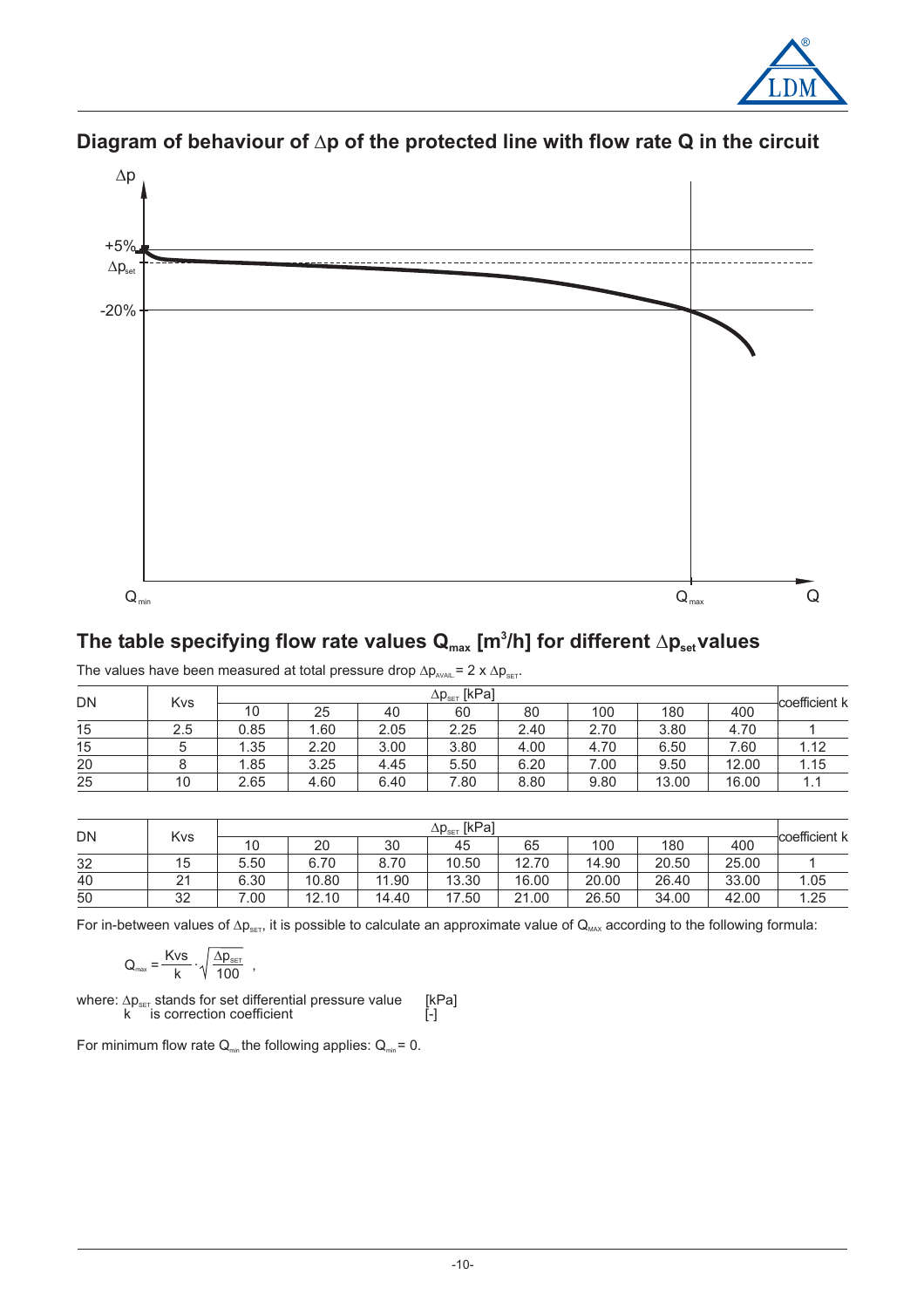## Diagram of behaviour of $\Delta p$ of the protected line with flow rate Q in the circuit

## The table specifying flow rate values $Q_{max}$ [$m^3$/h] for different $\Delta p_{set}$ values

The values have been measured at total pressure drop $\Delta p_{AVAIL} = 2 \times \Delta p_{SET}$.

| DN | Kvs | $\Delta p_{SET}$ [kPa] | | | | | | | | coefficient k |
|---|---|---|---|---|---|---|---|---|---|---|
| | | 10 | 25 | 40 | 60 | 80 | 100 | 180 | 400 | |
| 15 | 2.5 | 0.85 | 1.60 | 2.05 | 2.25 | 2.40 | 2.70 | 3.80 | 4.70 | 1 |
| 15 | 5 | 1.35 | 2.20 | 3.00 | 3.80 | 4.00 | 4.70 | 6.50 | 7.60 | 1.12 |
| 20 | 8 | 1.85 | 3.25 | 4.45 | 5.50 | 6.20 | 7.00 | 9.50 | 12.00 | 1.15 |
| 25 | 10 | 2.65 | 4.60 | 6.40 | 7.80 | 8.80 | 9.80 | 13.00 | 16.00 | 1.1 |

| DN | Kvs | $\Delta p_{SET}$ [kPa] | | | | | | | | coefficient k |
|---|---|---|---|---|---|---|---|---|---|---|
| | | 10 | 20 | 30 | 45 | 65 | 100 | 180 | 400 | |
| 32 | 15 | 5.50 | 6.70 | 8.70 | 10.50 | 12.70 | 14.90 | 20.50 | 25.00 | 1 |
| 40 | 21 | 6.30 | 10.80 | 11.90 | 13.30 | 16.00 | 20.00 | 26.40 | 33.00 | 1.05 |
| 50 | 32 | 7.00 | 12.10 | 14.40 | 17.50 | 21.00 | 26.50 | 34.00 | 42.00 | 1.25 |

For in-between values of $\Delta p_{SET}$, it is possible to calculate an approximate value of $Q_{MAX}$ according to the following formula:

$$Q_{max} = \frac{Kvs}{k} \cdot \sqrt{\frac{\Delta p_{SET}}{100}} \; ,$$

where: $\Delta p_{SET}$ stands for set differential pressure value [kPa]
k is correction coefficient [-]

For minimum flow rate $Q_{min}$ the following applies: $Q_{min} = 0$.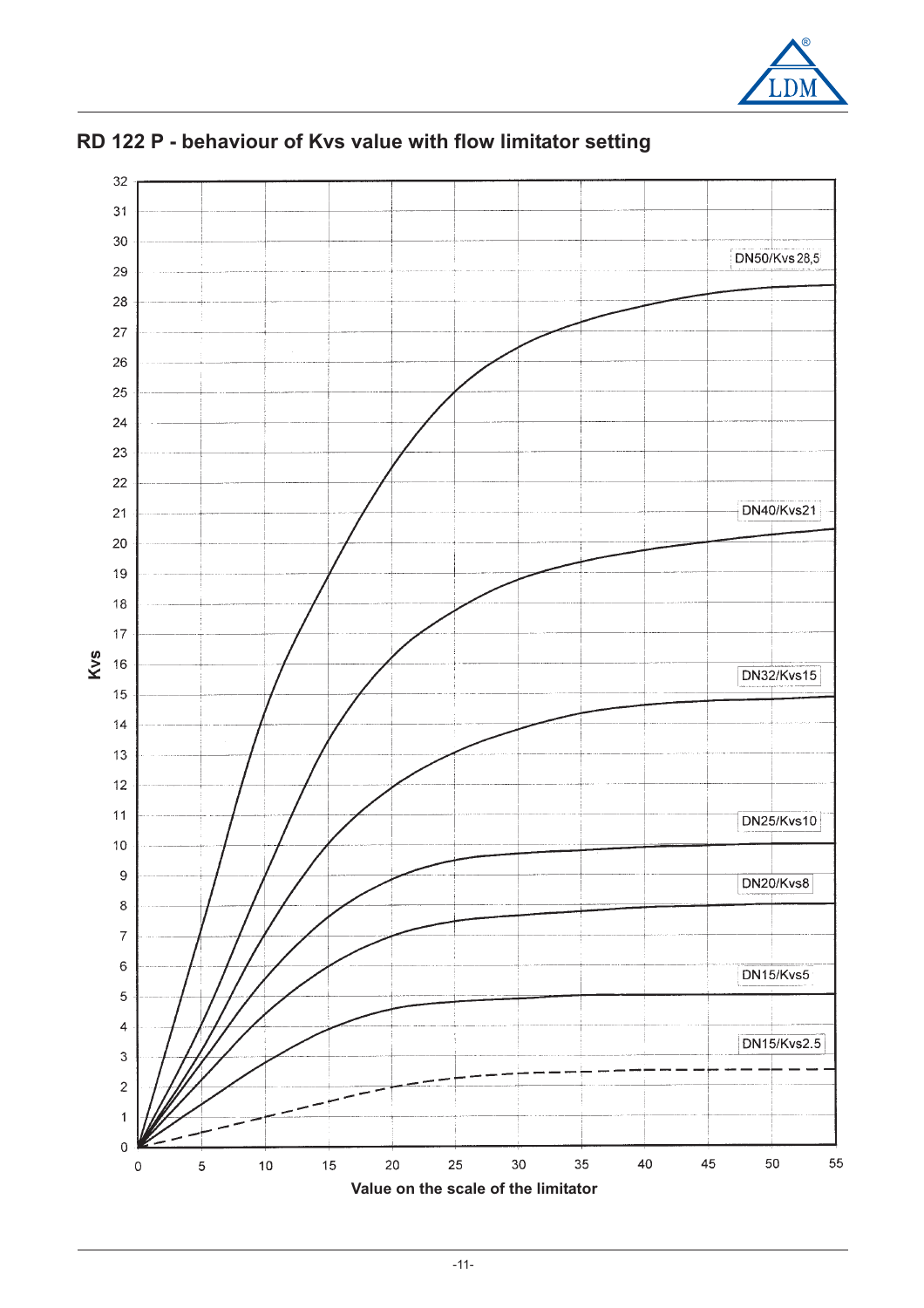## RD 122 P - behaviour of Kvs value with flow limitator setting

Kvs

32
31
30
29
28
27
26
25
24
23
22
21
20
19
18
17
16
15
14
13
12
11
10
9
8
7
6
5
4
3
2
1
0

0 5 10 15 20 25 30 35 40 45 50 55

Value on the scale of the limitator

DN50/Kvs 28,5

DN40/Kvs21

DN32/Kvs15

DN25/Kvs10

DN20/Kvs8

DN15/Kvs5

DN15/Kvs2.5